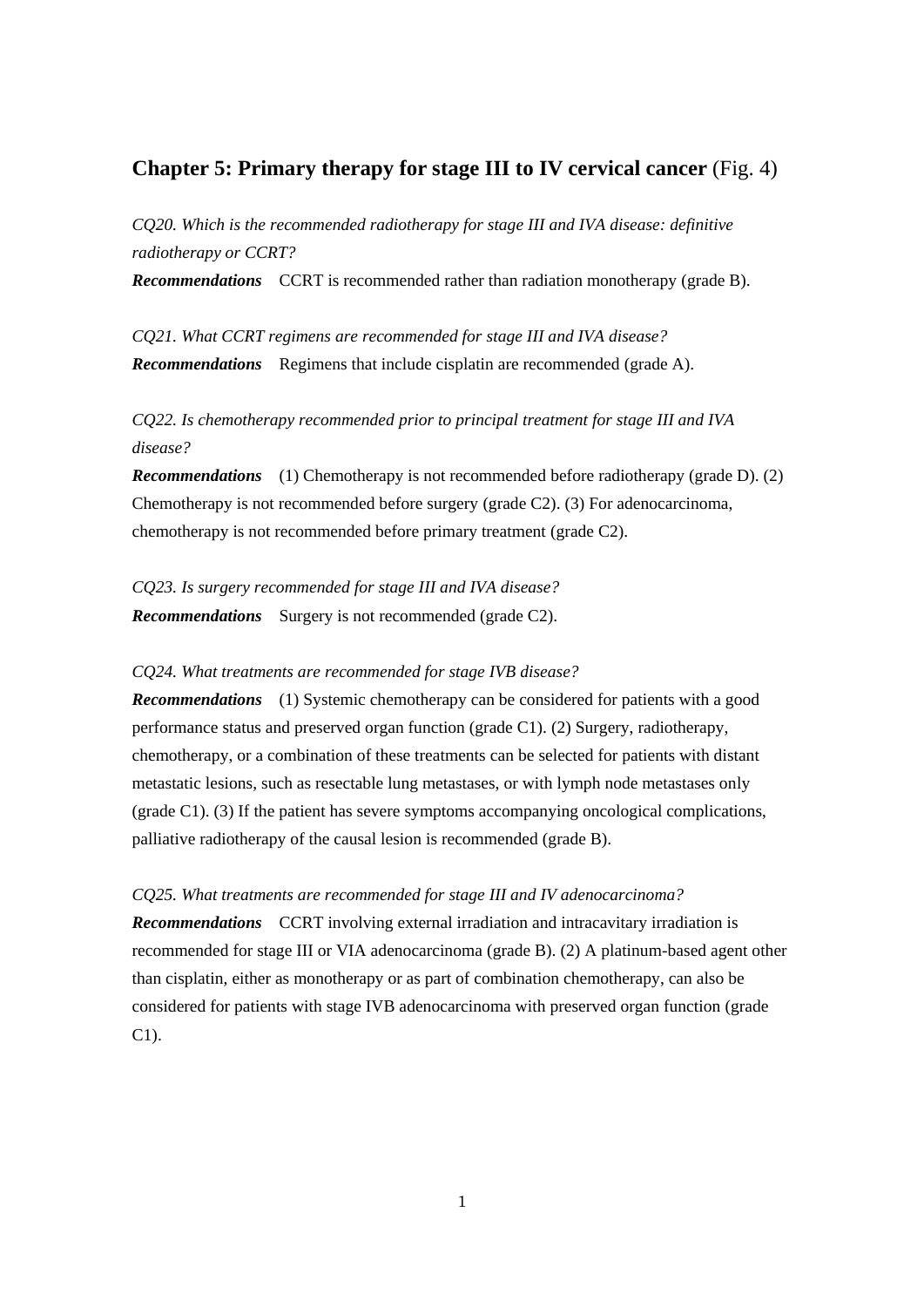## Chapter 5: Primary therapy for stage III to IV cervical cancer (Fig. 4)

*CQ20. Which is the recommended radiotherapy for stage III and IVA disease: definitive radiotherapy or CCRT?*

***Recommendations*** CCRT is recommended rather than radiation monotherapy (grade B).

*CQ21. What CCRT regimens are recommended for stage III and IVA disease?*

***Recommendations*** Regimens that include cisplatin are recommended (grade A).

*CQ22. Is chemotherapy recommended prior to principal treatment for stage III and IVA disease?*

***Recommendations*** (1) Chemotherapy is not recommended before radiotherapy (grade D). (2) Chemotherapy is not recommended before surgery (grade C2). (3) For adenocarcinoma, chemotherapy is not recommended before primary treatment (grade C2).

*CQ23. Is surgery recommended for stage III and IVA disease?*

***Recommendations*** Surgery is not recommended (grade C2).

*CQ24. What treatments are recommended for stage IVB disease?*

***Recommendations*** (1) Systemic chemotherapy can be considered for patients with a good performance status and preserved organ function (grade C1). (2) Surgery, radiotherapy, chemotherapy, or a combination of these treatments can be selected for patients with distant metastatic lesions, such as resectable lung metastases, or with lymph node metastases only (grade C1). (3) If the patient has severe symptoms accompanying oncological complications, palliative radiotherapy of the causal lesion is recommended (grade B).

*CQ25. What treatments are recommended for stage III and IV adenocarcinoma?*

***Recommendations*** CCRT involving external irradiation and intracavitary irradiation is recommended for stage III or VIA adenocarcinoma (grade B). (2) A platinum-based agent other than cisplatin, either as monotherapy or as part of combination chemotherapy, can also be considered for patients with stage IVB adenocarcinoma with preserved organ function (grade C1).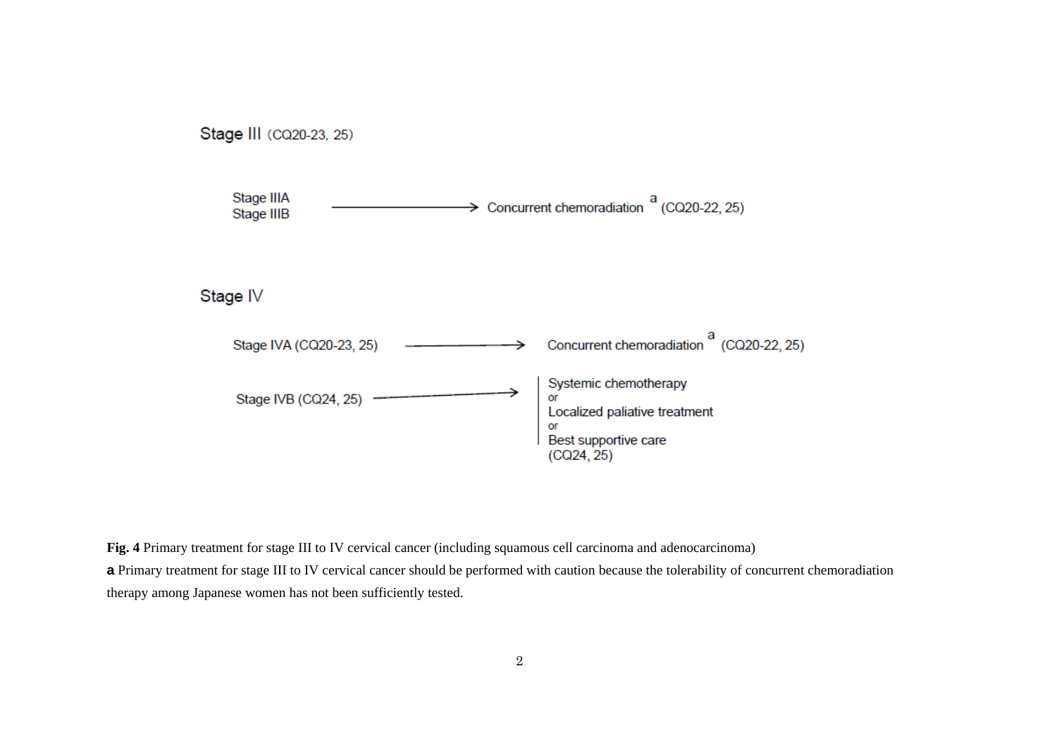Stage III (CQ20-23, 25)

Stage IIIA
Stage IIIB → Concurrent chemoradiation [a] (CQ20-22, 25)

Stage IV

Stage IVA (CQ20-23, 25) → Concurrent chemoradiation [a] (CQ20-22, 25)

Stage IVB (CQ24, 25) → Systemic chemotherapy
or
Localized paliative treatment
or
Best supportive care
(CQ24, 25)

**Fig. 4** Primary treatment for stage III to IV cervical cancer (including squamous cell carcinoma and adenocarcinoma)

**a** Primary treatment for stage III to IV cervical cancer should be performed with caution because the tolerability of concurrent chemoradiation therapy among Japanese women has not been sufficiently tested.